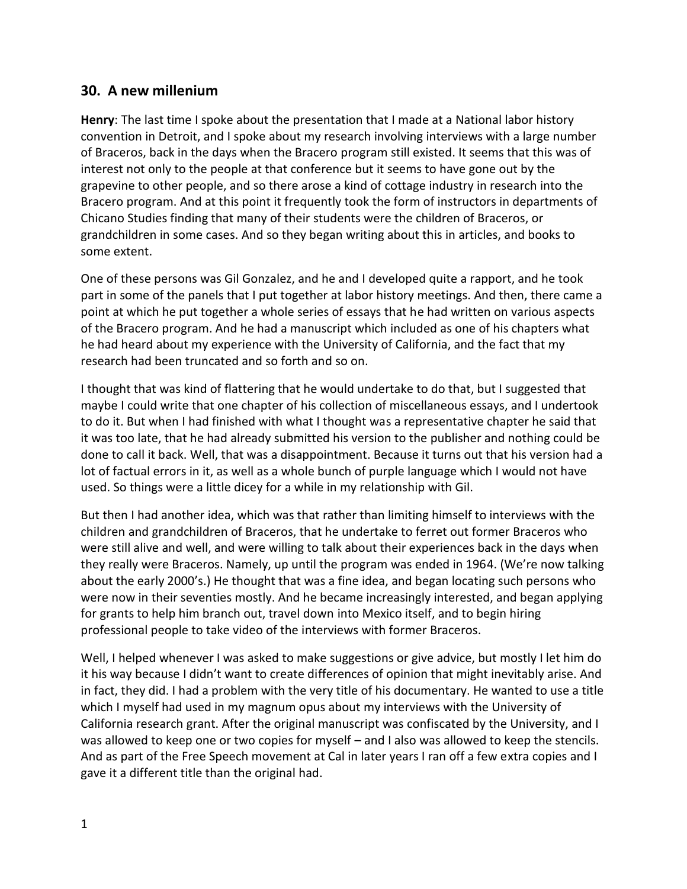## 30. A new millenium

**Henry**: The last time I spoke about the presentation that I made at a National labor history convention in Detroit, and I spoke about my research involving interviews with a large number of Braceros, back in the days when the Bracero program still existed. It seems that this was of interest not only to the people at that conference but it seems to have gone out by the grapevine to other people, and so there arose a kind of cottage industry in research into the Bracero program. And at this point it frequently took the form of instructors in departments of Chicano Studies finding that many of their students were the children of Braceros, or grandchildren in some cases. And so they began writing about this in articles, and books to some extent.

One of these persons was Gil Gonzalez, and he and I developed quite a rapport, and he took part in some of the panels that I put together at labor history meetings. And then, there came a point at which he put together a whole series of essays that he had written on various aspects of the Bracero program. And he had a manuscript which included as one of his chapters what he had heard about my experience with the University of California, and the fact that my research had been truncated and so forth and so on.

I thought that was kind of flattering that he would undertake to do that, but I suggested that maybe I could write that one chapter of his collection of miscellaneous essays, and I undertook to do it. But when I had finished with what I thought was a representative chapter he said that it was too late, that he had already submitted his version to the publisher and nothing could be done to call it back. Well, that was a disappointment. Because it turns out that his version had a lot of factual errors in it, as well as a whole bunch of purple language which I would not have used. So things were a little dicey for a while in my relationship with Gil.

But then I had another idea, which was that rather than limiting himself to interviews with the children and grandchildren of Braceros, that he undertake to ferret out former Braceros who were still alive and well, and were willing to talk about their experiences back in the days when they really were Braceros. Namely, up until the program was ended in 1964. (We're now talking about the early 2000's.) He thought that was a fine idea, and began locating such persons who were now in their seventies mostly. And he became increasingly interested, and began applying for grants to help him branch out, travel down into Mexico itself, and to begin hiring professional people to take video of the interviews with former Braceros.

Well, I helped whenever I was asked to make suggestions or give advice, but mostly I let him do it his way because I didn't want to create differences of opinion that might inevitably arise. And in fact, they did. I had a problem with the very title of his documentary. He wanted to use a title which I myself had used in my magnum opus about my interviews with the University of California research grant. After the original manuscript was confiscated by the University, and I was allowed to keep one or two copies for myself – and I also was allowed to keep the stencils. And as part of the Free Speech movement at Cal in later years I ran off a few extra copies and I gave it a different title than the original had.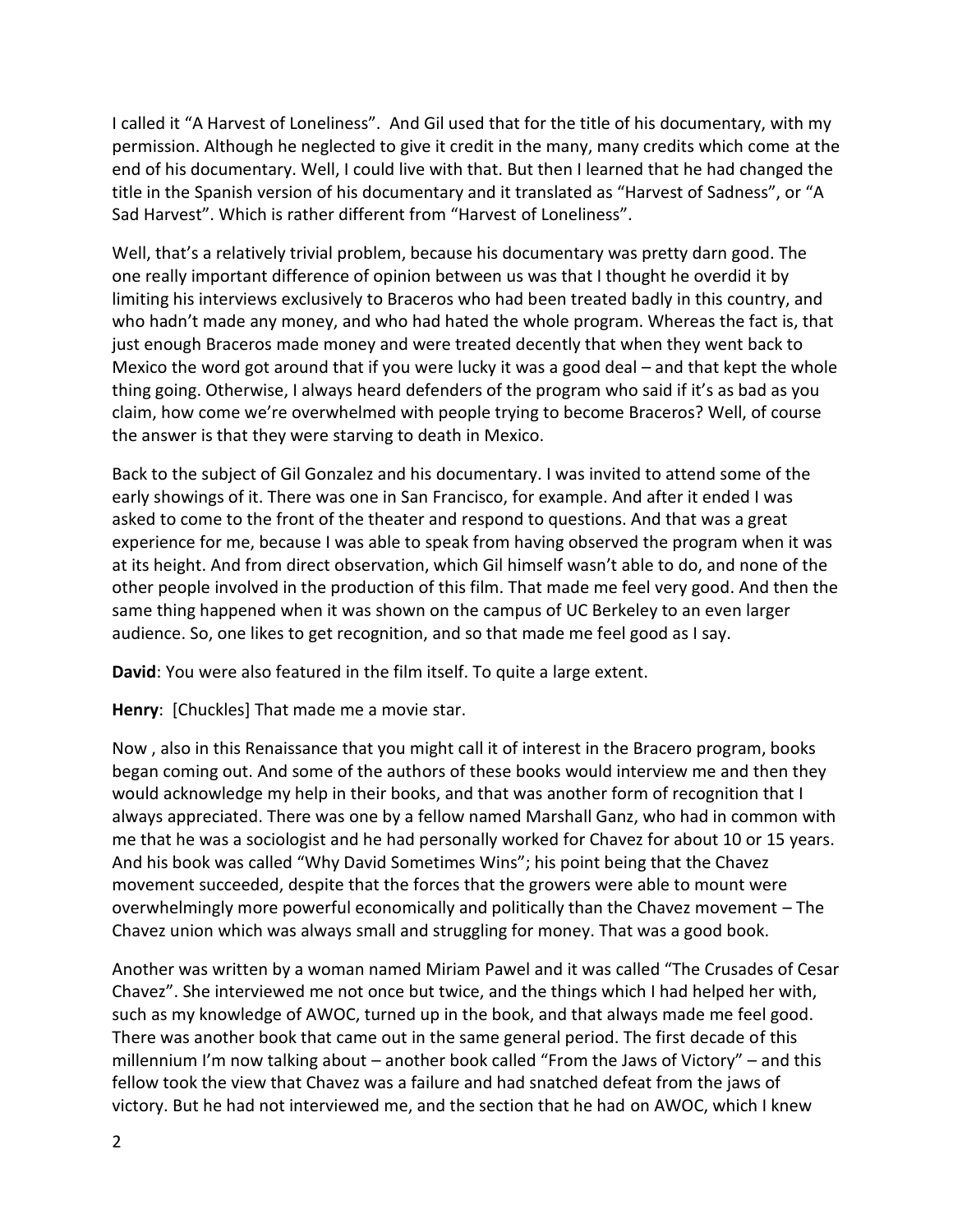I called it “A Harvest of Loneliness”. And Gil used that for the title of his documentary, with my permission. Although he neglected to give it credit in the many, many credits which come at the end of his documentary. Well, I could live with that. But then I learned that he had changed the title in the Spanish version of his documentary and it translated as “Harvest of Sadness”, or “A Sad Harvest”. Which is rather different from “Harvest of Loneliness”.

Well, that’s a relatively trivial problem, because his documentary was pretty darn good. The one really important difference of opinion between us was that I thought he overdid it by limiting his interviews exclusively to Braceros who had been treated badly in this country, and who hadn’t made any money, and who had hated the whole program. Whereas the fact is, that just enough Braceros made money and were treated decently that when they went back to Mexico the word got around that if you were lucky it was a good deal – and that kept the whole thing going. Otherwise, I always heard defenders of the program who said if it’s as bad as you claim, how come we’re overwhelmed with people trying to become Braceros? Well, of course the answer is that they were starving to death in Mexico.

Back to the subject of Gil Gonzalez and his documentary. I was invited to attend some of the early showings of it. There was one in San Francisco, for example. And after it ended I was asked to come to the front of the theater and respond to questions. And that was a great experience for me, because I was able to speak from having observed the program when it was at its height. And from direct observation, which Gil himself wasn’t able to do, and none of the other people involved in the production of this film. That made me feel very good. And then the same thing happened when it was shown on the campus of UC Berkeley to an even larger audience. So, one likes to get recognition, and so that made me feel good as I say.

**David**: You were also featured in the film itself. To quite a large extent.

**Henry**: [Chuckles] That made me a movie star.

Now , also in this Renaissance that you might call it of interest in the Bracero program, books began coming out. And some of the authors of these books would interview me and then they would acknowledge my help in their books, and that was another form of recognition that I always appreciated. There was one by a fellow named Marshall Ganz, who had in common with me that he was a sociologist and he had personally worked for Chavez for about 10 or 15 years. And his book was called “Why David Sometimes Wins”; his point being that the Chavez movement succeeded, despite that the forces that the growers were able to mount were overwhelmingly more powerful economically and politically than the Chavez movement – The Chavez union which was always small and struggling for money. That was a good book.

Another was written by a woman named Miriam Pawel and it was called “The Crusades of Cesar Chavez”. She interviewed me not once but twice, and the things which I had helped her with, such as my knowledge of AWOC, turned up in the book, and that always made me feel good. There was another book that came out in the same general period. The first decade of this millennium I’m now talking about – another book called “From the Jaws of Victory” – and this fellow took the view that Chavez was a failure and had snatched defeat from the jaws of victory. But he had not interviewed me, and the section that he had on AWOC, which I knew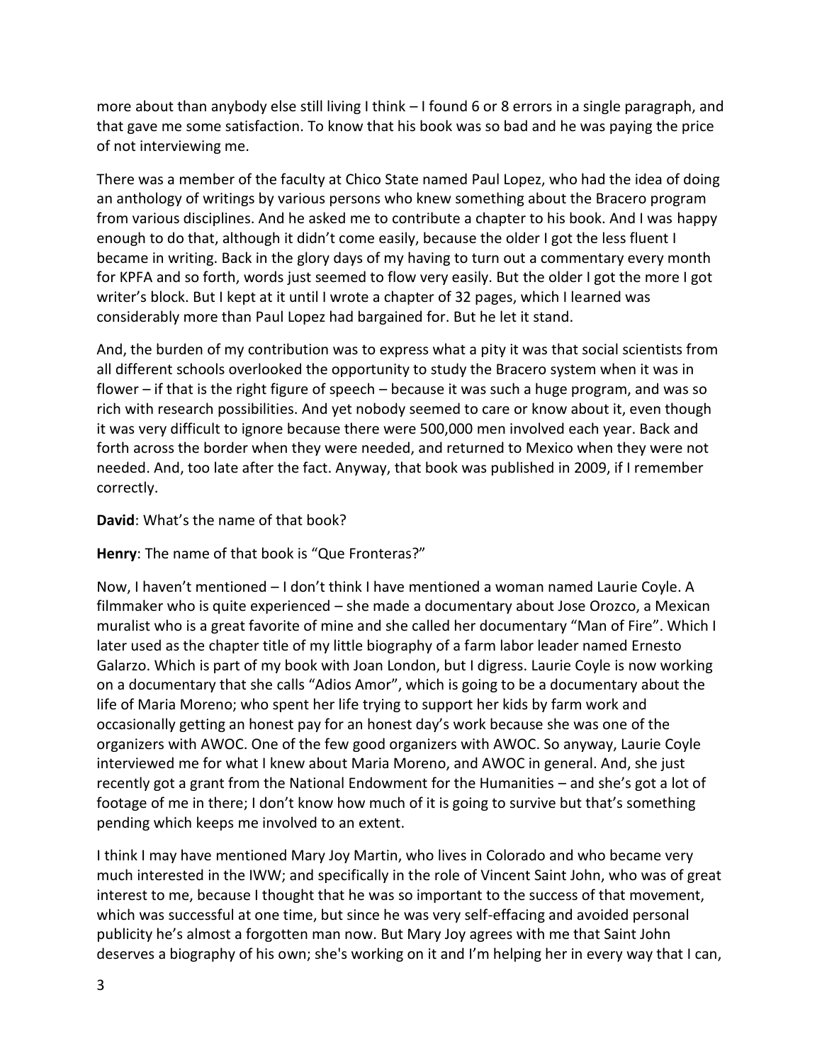more about than anybody else still living I think – I found 6 or 8 errors in a single paragraph, and that gave me some satisfaction. To know that his book was so bad and he was paying the price of not interviewing me.

There was a member of the faculty at Chico State named Paul Lopez, who had the idea of doing an anthology of writings by various persons who knew something about the Bracero program from various disciplines. And he asked me to contribute a chapter to his book. And I was happy enough to do that, although it didn't come easily, because the older I got the less fluent I became in writing. Back in the glory days of my having to turn out a commentary every month for KPFA and so forth, words just seemed to flow very easily. But the older I got the more I got writer's block. But I kept at it until I wrote a chapter of 32 pages, which I learned was considerably more than Paul Lopez had bargained for. But he let it stand.

And, the burden of my contribution was to express what a pity it was that social scientists from all different schools overlooked the opportunity to study the Bracero system when it was in flower – if that is the right figure of speech – because it was such a huge program, and was so rich with research possibilities. And yet nobody seemed to care or know about it, even though it was very difficult to ignore because there were 500,000 men involved each year. Back and forth across the border when they were needed, and returned to Mexico when they were not needed. And, too late after the fact. Anyway, that book was published in 2009, if I remember correctly.

**David**: What's the name of that book?

**Henry**: The name of that book is "Que Fronteras?"

Now, I haven't mentioned – I don't think I have mentioned a woman named Laurie Coyle. A filmmaker who is quite experienced – she made a documentary about Jose Orozco, a Mexican muralist who is a great favorite of mine and she called her documentary "Man of Fire". Which I later used as the chapter title of my little biography of a farm labor leader named Ernesto Galarzo. Which is part of my book with Joan London, but I digress. Laurie Coyle is now working on a documentary that she calls "Adios Amor", which is going to be a documentary about the life of Maria Moreno; who spent her life trying to support her kids by farm work and occasionally getting an honest pay for an honest day's work because she was one of the organizers with AWOC. One of the few good organizers with AWOC. So anyway, Laurie Coyle interviewed me for what I knew about Maria Moreno, and AWOC in general. And, she just recently got a grant from the National Endowment for the Humanities – and she's got a lot of footage of me in there; I don't know how much of it is going to survive but that's something pending which keeps me involved to an extent.

I think I may have mentioned Mary Joy Martin, who lives in Colorado and who became very much interested in the IWW; and specifically in the role of Vincent Saint John, who was of great interest to me, because I thought that he was so important to the success of that movement, which was successful at one time, but since he was very self-effacing and avoided personal publicity he's almost a forgotten man now. But Mary Joy agrees with me that Saint John deserves a biography of his own; she's working on it and I'm helping her in every way that I can,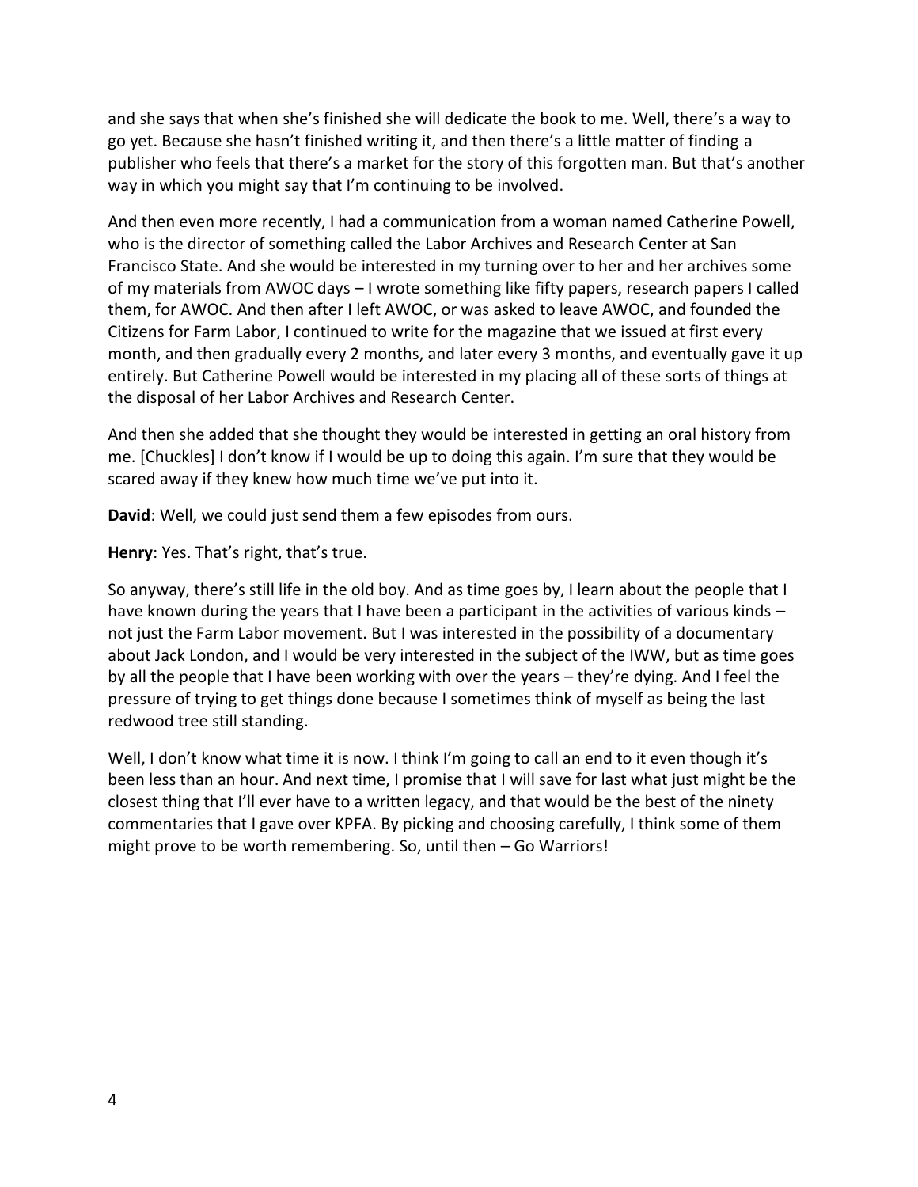and she says that when she's finished she will dedicate the book to me. Well, there's a way to go yet. Because she hasn't finished writing it, and then there's a little matter of finding a publisher who feels that there's a market for the story of this forgotten man. But that's another way in which you might say that I'm continuing to be involved.

And then even more recently, I had a communication from a woman named Catherine Powell, who is the director of something called the Labor Archives and Research Center at San Francisco State. And she would be interested in my turning over to her and her archives some of my materials from AWOC days – I wrote something like fifty papers, research papers I called them, for AWOC. And then after I left AWOC, or was asked to leave AWOC, and founded the Citizens for Farm Labor, I continued to write for the magazine that we issued at first every month, and then gradually every 2 months, and later every 3 months, and eventually gave it up entirely. But Catherine Powell would be interested in my placing all of these sorts of things at the disposal of her Labor Archives and Research Center.

And then she added that she thought they would be interested in getting an oral history from me. [Chuckles] I don't know if I would be up to doing this again. I'm sure that they would be scared away if they knew how much time we've put into it.

**David**: Well, we could just send them a few episodes from ours.

**Henry**: Yes. That's right, that's true.

So anyway, there's still life in the old boy. And as time goes by, I learn about the people that I have known during the years that I have been a participant in the activities of various kinds – not just the Farm Labor movement. But I was interested in the possibility of a documentary about Jack London, and I would be very interested in the subject of the IWW, but as time goes by all the people that I have been working with over the years – they're dying. And I feel the pressure of trying to get things done because I sometimes think of myself as being the last redwood tree still standing.

Well, I don't know what time it is now. I think I'm going to call an end to it even though it's been less than an hour. And next time, I promise that I will save for last what just might be the closest thing that I'll ever have to a written legacy, and that would be the best of the ninety commentaries that I gave over KPFA. By picking and choosing carefully, I think some of them might prove to be worth remembering. So, until then – Go Warriors!